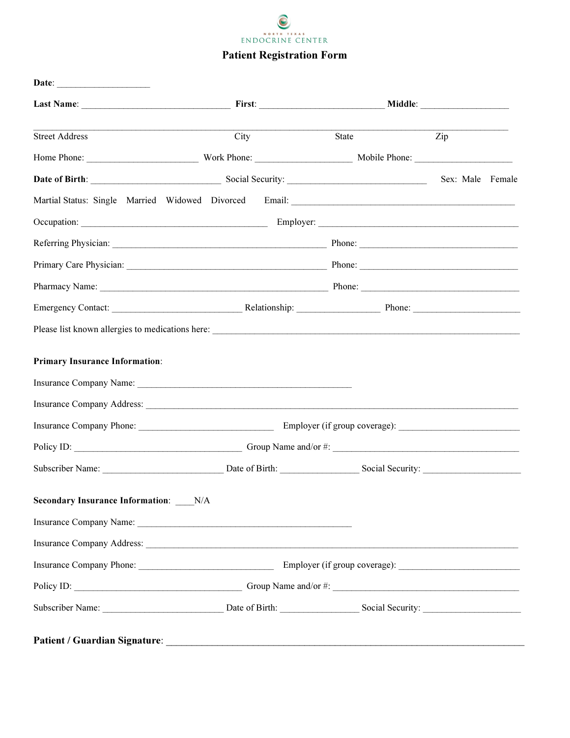NORTH TEXAS ENDOCRINE CENTER

# Patient Registration Form

**Date**: ___________________

**Last Name**: _______________________________ **First**: __________________________ **Middle**: __________________

_______________________________________________________________________________________________

Street Address City State Zip

Home Phone: _______________________ Work Phone: ____________________ Mobile Phone: _____________________

**Date of Birth**: ___________________________ Social Security: _____________________________ Sex: Male Female

Martial Status: Single Married Widowed Divorced Email: ______________________________________________

Occupation: _______________________________________ Employer: __________________________________________

Referring Physician: ____________________________________________ Phone: _________________________________

Primary Care Physician: __________________________________________ Phone: _________________________________

Pharmacy Name: _______________________________________________ Phone: _________________________________

Emergency Contact: ___________________________ Relationship: _________________ Phone: ______________________

Please list known allergies to medications here: ________________________________________________________________

**Primary Insurance Information**:

Insurance Company Name: _____________________________________________

Insurance Company Address: _____________________________________________________________________________

Insurance Company Phone: ____________________________ Employer (if group coverage): _________________________

Policy ID: ___________________________________ Group Name and/or #: ________________________________________

Subscriber Name: _________________________ Date of Birth: ________________ Social Security: _____________________

**Secondary Insurance Information**: ____N/A

Insurance Company Name: _____________________________________________

Insurance Company Address: _____________________________________________________________________________

Insurance Company Phone: ____________________________ Employer (if group coverage): _________________________

Policy ID: ___________________________________ Group Name and/or #: ________________________________________

Subscriber Name: _________________________ Date of Birth: ________________ Social Security: _____________________

**Patient / Guardian Signature**: ___________________________________________________________________________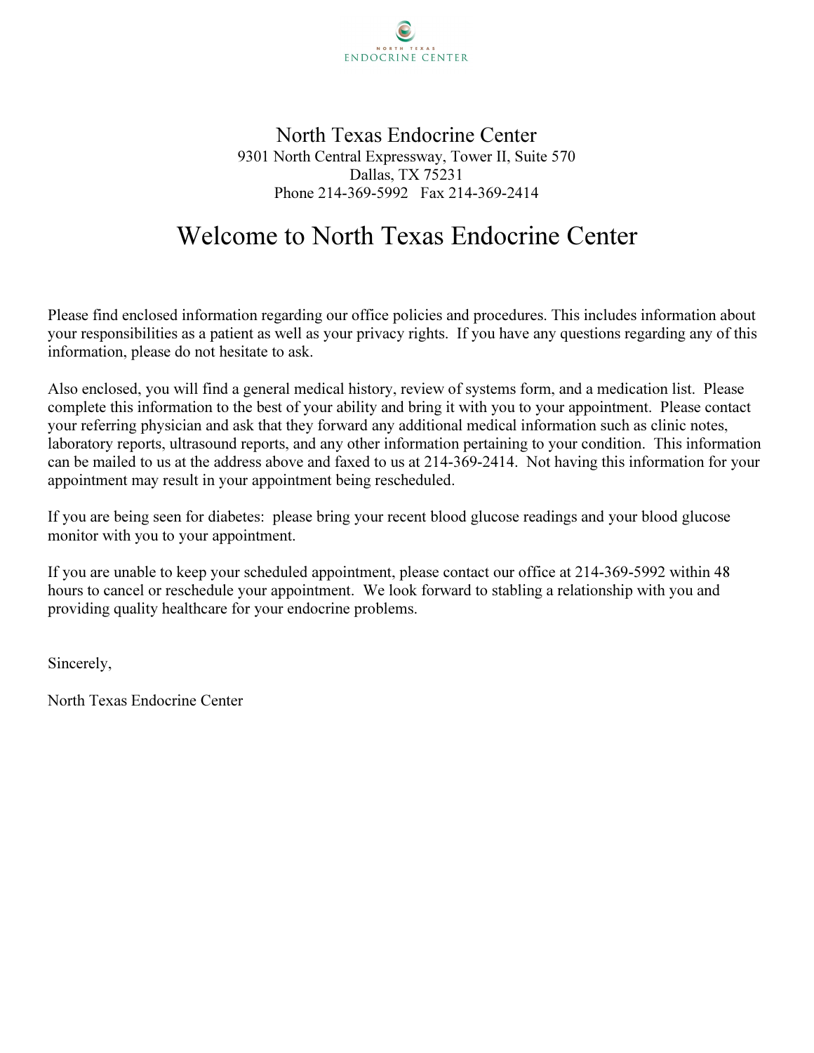NORTH TEXAS
ENDOCRINE CENTER

North Texas Endocrine Center
9301 North Central Expressway, Tower II, Suite 570
Dallas, TX 75231
Phone 214-369-5992   Fax 214-369-2414

# Welcome to North Texas Endocrine Center

Please find enclosed information regarding our office policies and procedures. This includes information about your responsibilities as a patient as well as your privacy rights. If you have any questions regarding any of this information, please do not hesitate to ask.

Also enclosed, you will find a general medical history, review of systems form, and a medication list. Please complete this information to the best of your ability and bring it with you to your appointment. Please contact your referring physician and ask that they forward any additional medical information such as clinic notes, laboratory reports, ultrasound reports, and any other information pertaining to your condition. This information can be mailed to us at the address above and faxed to us at 214-369-2414. Not having this information for your appointment may result in your appointment being rescheduled.

If you are being seen for diabetes: please bring your recent blood glucose readings and your blood glucose monitor with you to your appointment.

If you are unable to keep your scheduled appointment, please contact our office at 214-369-5992 within 48 hours to cancel or reschedule your appointment. We look forward to stabling a relationship with you and providing quality healthcare for your endocrine problems.

Sincerely,

North Texas Endocrine Center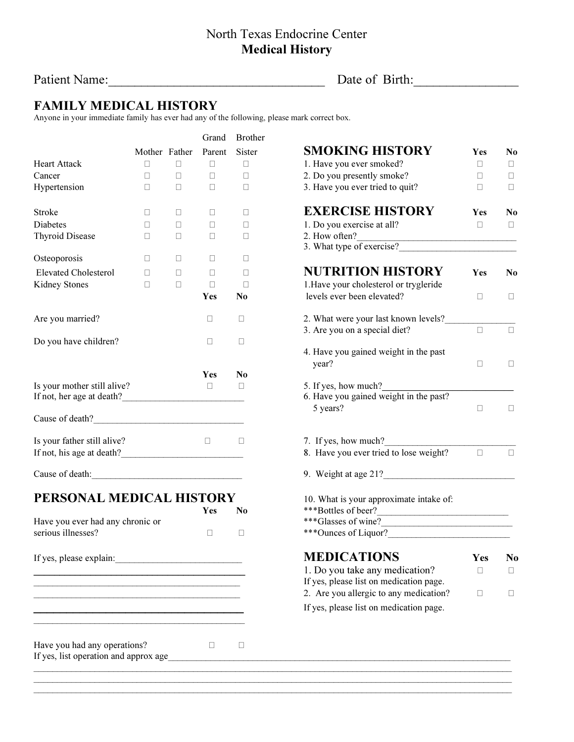North Texas Endocrine Center

**Medical History**

Patient Name:_________________________________ Date of Birth:________________

## FAMILY MEDICAL HISTORY

Anyone in your immediate family has ever had any of the following, please mark correct box.

| | Mother | Father | Grand Parent | Brother Sister |
|---|---|---|---|---|
| Heart Attack | □ | □ | □ | □ |
| Cancer | □ | □ | □ | □ |
| Hypertension | □ | □ | □ | □ |
| Stroke | □ | □ | □ | □ |
| Diabetes | □ | □ | □ | □ |
| Thyroid Disease | □ | □ | □ | □ |
| Osteoporosis | □ | □ | □ | □ |
| Elevated Cholesterol | □ | □ | □ | □ |
| Kidney Stones | □ | □ | □ | □ |

| | Yes | No |
|---|---|---|
| Are you married? | □ | □ |
| Do you have children? | □ | □ |

| | Yes | No |
|---|---|---|
| Is your mother still alive? | □ | □ |

If not, her age at death?__________________________

Cause of death?________________________________

| | Yes | No |
|---|---|---|
| Is your father still alive? | □ | □ |

If not, his age at death?__________________________

Cause of death:________________________________

## PERSONAL MEDICAL HISTORY

| | Yes | No |
|---|---|---|
| Have you ever had any chronic or serious illnesses? | □ | □ |

If yes, please explain:__________________________

____________________________________________

____________________________________________

____________________________________________

____________________________________________

____________________________________________

| | Yes | No |
|---|---|---|
| Have you had any operations? | □ | □ |

If yes, list operation and approx age______________________________________________________________________

______________________________________________________________________________________________

______________________________________________________________________________________________

______________________________________________________________________________________________

## SMOKING HISTORY

| | Yes | No |
|---|---|---|
| 1. Have you ever smoked? | □ | □ |
| 2. Do you presently smoke? | □ | □ |
| 3. Have you ever tried to quit? | □ | □ |

## EXERCISE HISTORY

| | Yes | No |
|---|---|---|
| 1. Do you exercise at all? | □ | □ |

2. How often?_________________________________

3. What type of exercise?_________________________

## NUTRITION HISTORY

| | Yes | No |
|---|---|---|
| 1.Have your cholesterol or trygleride levels ever been elevated? | □ | □ |

2. What were your last known levels?_______________

| | Yes | No |
|---|---|---|
| 3. Are you on a special diet? | □ | □ |
| 4. Have you gained weight in the past year? | □ | □ |

5. If yes, how much?____________________________

| | Yes | No |
|---|---|---|
| 6. Have you gained weight in the past? 5 years? | □ | □ |

7. If yes, how much?____________________________

| | Yes | No |
|---|---|---|
| 8. Have you ever tried to lose weight? | □ | □ |

9. Weight at age 21?____________________________

10. What is your approximate intake of:

***Bottles of beer?___________________________

***Glasses of wine?___________________________

***Ounces of Liquor?_________________________

## MEDICATIONS

| | Yes | No |
|---|---|---|
| 1. Do you take any medication? | □ | □ |

If yes, please list on medication page.

| | Yes | No |
|---|---|---|
| 2. Are you allergic to any medication? | □ | □ |

If yes, please list on medication page.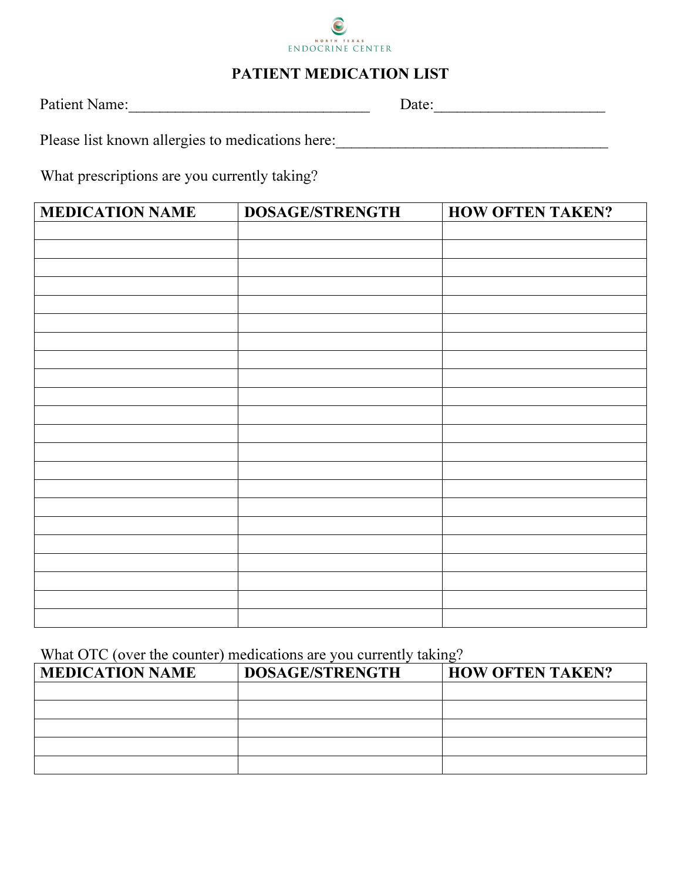NORTH TEXAS ENDOCRINE CENTER

# PATIENT MEDICATION LIST

Patient Name:_______________________________ Date:_____________________

Please list known allergies to medications here:___________________________________

What prescriptions are you currently taking?

| MEDICATION NAME | DOSAGE/STRENGTH | HOW OFTEN TAKEN? |
|---|---|---|
| | | |
| | | |
| | | |
| | | |
| | | |
| | | |
| | | |
| | | |
| | | |
| | | |
| | | |
| | | |
| | | |
| | | |
| | | |
| | | |
| | | |
| | | |
| | | |
| | | |
| | | |
| | | |

What OTC (over the counter) medications are you currently taking?

| MEDICATION NAME | DOSAGE/STRENGTH | HOW OFTEN TAKEN? |
|---|---|---|
| | | |
| | | |
| | | |
| | | |
| | | |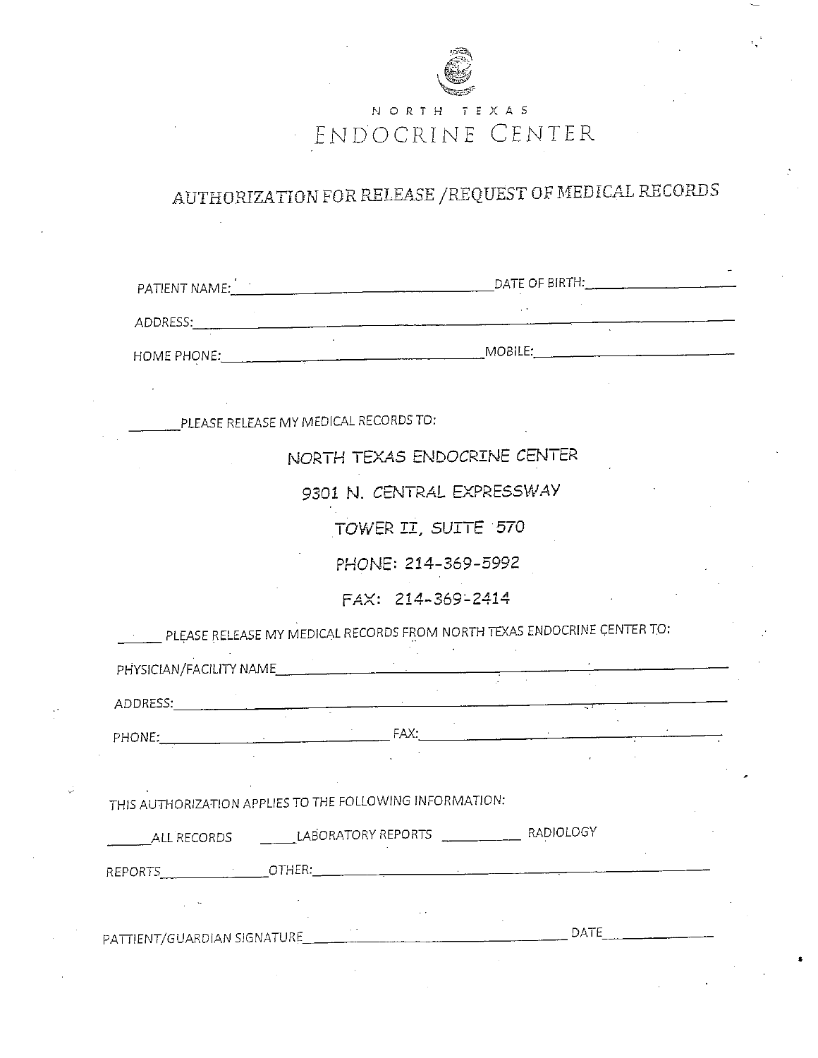NORTH TEXAS

# ENDOCRINE CENTER

## AUTHORIZATION FOR RELEASE /REQUEST OF MEDICAL RECORDS

PATIENT NAME:________________________________ DATE OF BIRTH:__________________

ADDRESS:____________________________________________________________________

HOME PHONE:_________________________________ MOBILE:_________________________

_______PLEASE RELEASE MY MEDICAL RECORDS TO:

NORTH TEXAS ENDOCRINE CENTER

9301 N. CENTRAL EXPRESSWAY

TOWER II, SUITE 570

PHONE: 214-369-5992

FAX: 214-369-2414

______ PLEASE RELEASE MY MEDICAL RECORDS FROM NORTH TEXAS ENDOCRINE CENTER TO:

PHYSICIAN/FACILITY NAME________________________________________________________

ADDRESS:____________________________________________________________________

PHONE:______________________________ FAX:__________________________________

THIS AUTHORIZATION APPLIES TO THE FOLLOWING INFORMATION:

______ALL RECORDS _____LABORATORY REPORTS __________ RADIOLOGY

REPORTS______________OTHER:_________________________________________________

PATTIENT/GUARDIAN SIGNATURE__________________________________ DATE______________